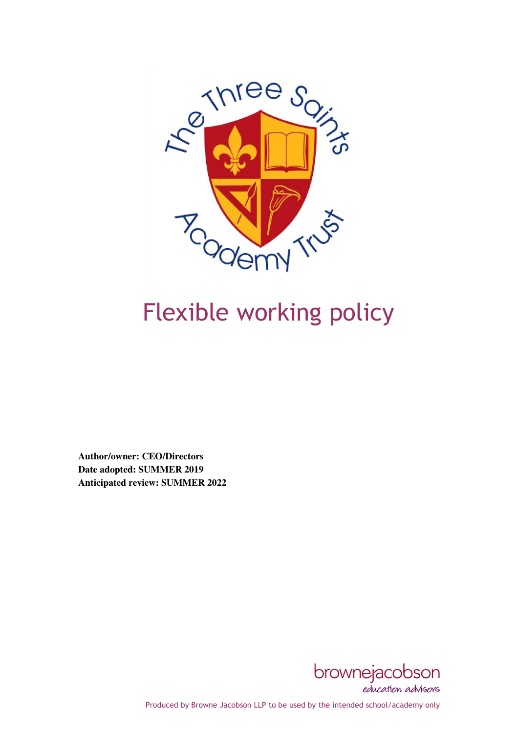# Flexible working policy

**Author/owner: CEO/Directors**
**Date adopted: SUMMER 2019**
**Anticipated review: SUMMER 2022**

Produced by Browne Jacobson LLP to be used by the intended school/academy only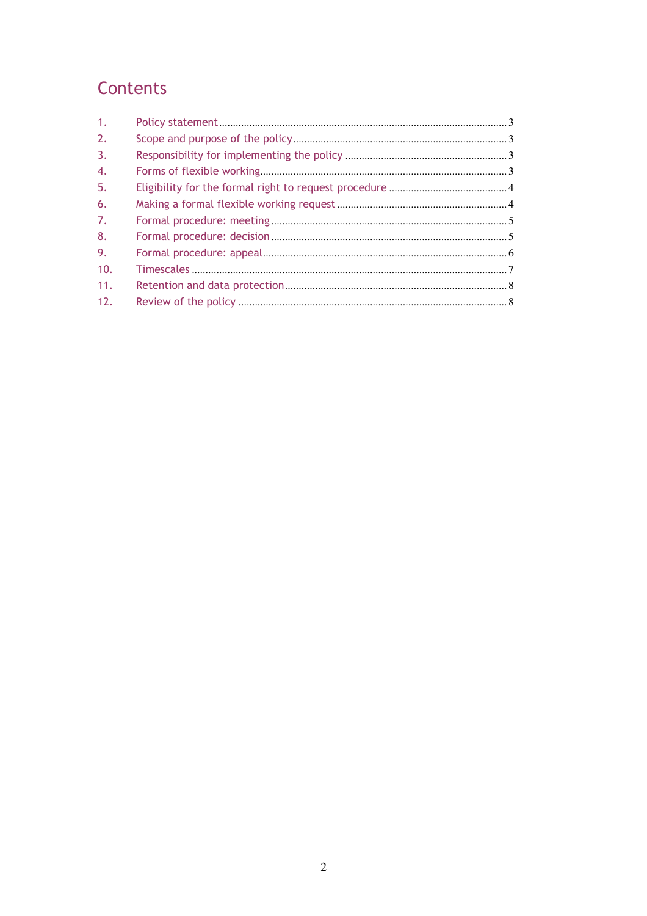# Contents

1. Policy statement ........................................................................................................ 3
2. Scope and purpose of the policy ............................................................................. 3
3. Responsibility for implementing the policy ........................................................... 3
4. Forms of flexible working ......................................................................................... 3
5. Eligibility for the formal right to request procedure ........................................... 4
6. Making a formal flexible working request ............................................................. 4
7. Formal procedure: meeting ..................................................................................... 5
8. Formal procedure: decision ..................................................................................... 5
9. Formal procedure: appeal ........................................................................................ 6
10. Timescales .................................................................................................................. 7
11. Retention and data protection ................................................................................ 8
12. Review of the policy ................................................................................................. 8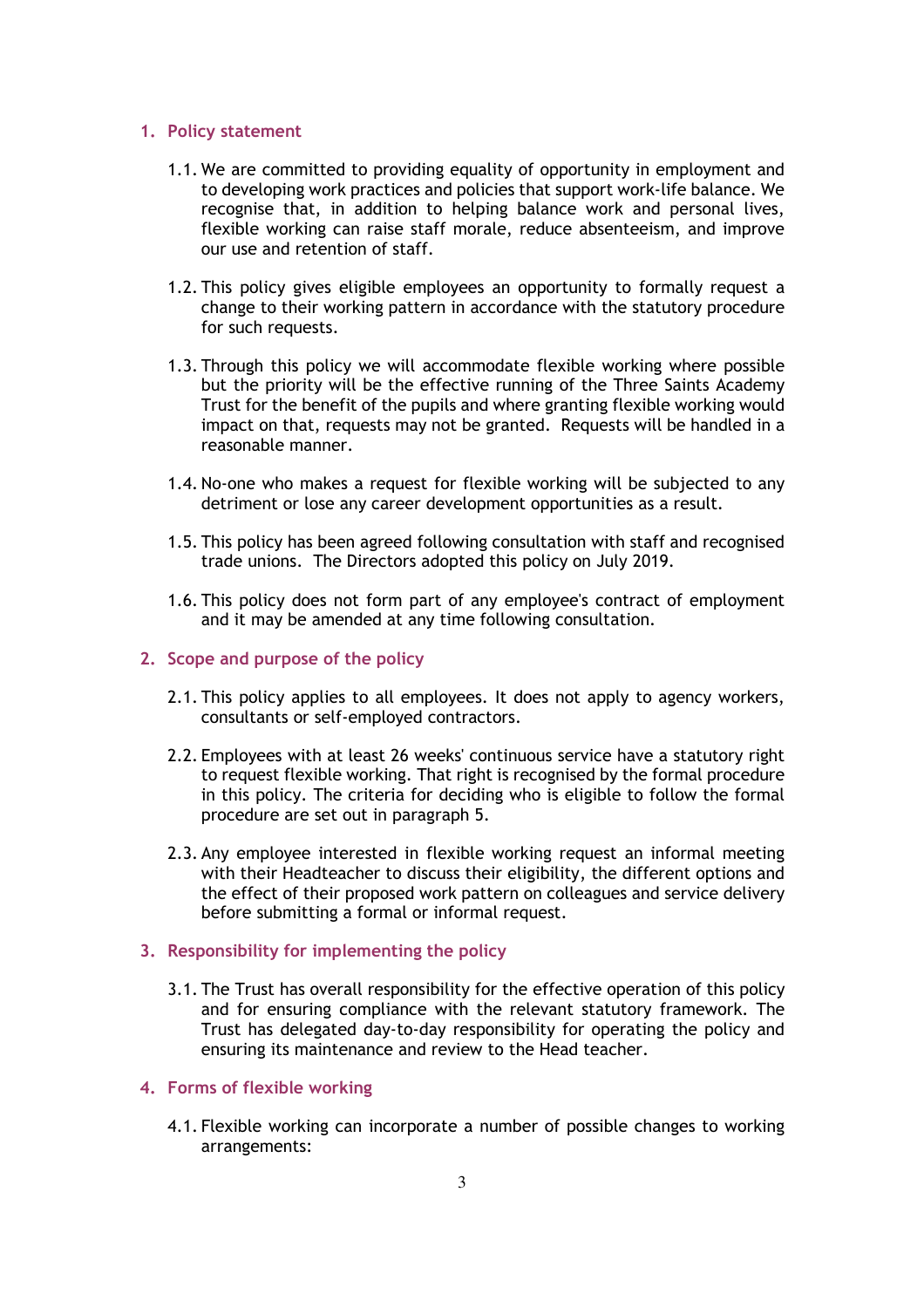## 1. Policy statement

1.1. We are committed to providing equality of opportunity in employment and to developing work practices and policies that support work-life balance. We recognise that, in addition to helping balance work and personal lives, flexible working can raise staff morale, reduce absenteeism, and improve our use and retention of staff.

1.2. This policy gives eligible employees an opportunity to formally request a change to their working pattern in accordance with the statutory procedure for such requests.

1.3. Through this policy we will accommodate flexible working where possible but the priority will be the effective running of the Three Saints Academy Trust for the benefit of the pupils and where granting flexible working would impact on that, requests may not be granted. Requests will be handled in a reasonable manner.

1.4. No-one who makes a request for flexible working will be subjected to any detriment or lose any career development opportunities as a result.

1.5. This policy has been agreed following consultation with staff and recognised trade unions. The Directors adopted this policy on July 2019.

1.6. This policy does not form part of any employee's contract of employment and it may be amended at any time following consultation.

## 2. Scope and purpose of the policy

2.1. This policy applies to all employees. It does not apply to agency workers, consultants or self-employed contractors.

2.2. Employees with at least 26 weeks' continuous service have a statutory right to request flexible working. That right is recognised by the formal procedure in this policy. The criteria for deciding who is eligible to follow the formal procedure are set out in paragraph 5.

2.3. Any employee interested in flexible working request an informal meeting with their Headteacher to discuss their eligibility, the different options and the effect of their proposed work pattern on colleagues and service delivery before submitting a formal or informal request.

## 3. Responsibility for implementing the policy

3.1. The Trust has overall responsibility for the effective operation of this policy and for ensuring compliance with the relevant statutory framework. The Trust has delegated day-to-day responsibility for operating the policy and ensuring its maintenance and review to the Head teacher.

## 4. Forms of flexible working

4.1. Flexible working can incorporate a number of possible changes to working arrangements: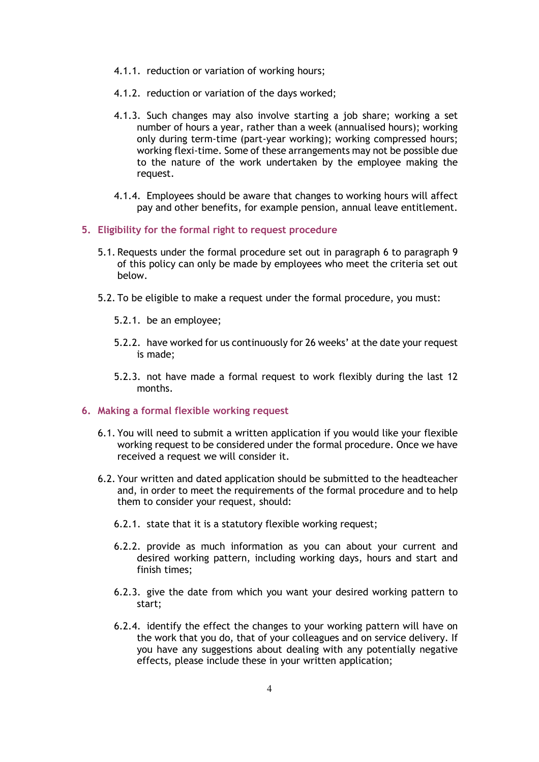4.1.1. reduction or variation of working hours;

4.1.2. reduction or variation of the days worked;

4.1.3. Such changes may also involve starting a job share; working a set number of hours a year, rather than a week (annualised hours); working only during term-time (part-year working); working compressed hours; working flexi-time. Some of these arrangements may not be possible due to the nature of the work undertaken by the employee making the request.

4.1.4. Employees should be aware that changes to working hours will affect pay and other benefits, for example pension, annual leave entitlement.

## 5. Eligibility for the formal right to request procedure

5.1. Requests under the formal procedure set out in paragraph 6 to paragraph 9 of this policy can only be made by employees who meet the criteria set out below.

5.2. To be eligible to make a request under the formal procedure, you must:

5.2.1. be an employee;

5.2.2. have worked for us continuously for 26 weeks' at the date your request is made;

5.2.3. not have made a formal request to work flexibly during the last 12 months.

## 6. Making a formal flexible working request

6.1. You will need to submit a written application if you would like your flexible working request to be considered under the formal procedure. Once we have received a request we will consider it.

6.2. Your written and dated application should be submitted to the headteacher and, in order to meet the requirements of the formal procedure and to help them to consider your request, should:

6.2.1. state that it is a statutory flexible working request;

6.2.2. provide as much information as you can about your current and desired working pattern, including working days, hours and start and finish times;

6.2.3. give the date from which you want your desired working pattern to start;

6.2.4. identify the effect the changes to your working pattern will have on the work that you do, that of your colleagues and on service delivery. If you have any suggestions about dealing with any potentially negative effects, please include these in your written application;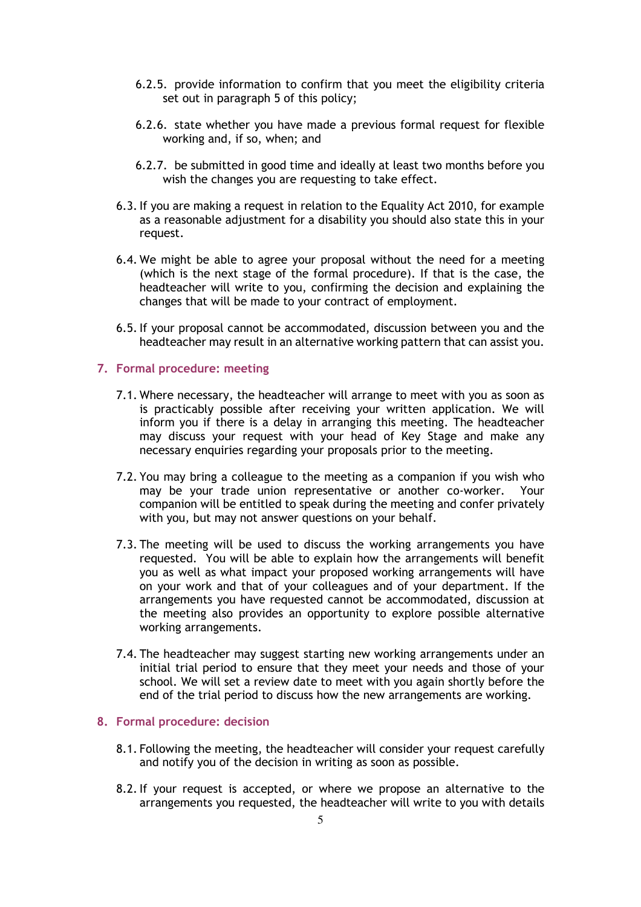6.2.5. provide information to confirm that you meet the eligibility criteria set out in paragraph 5 of this policy;

6.2.6. state whether you have made a previous formal request for flexible working and, if so, when; and

6.2.7. be submitted in good time and ideally at least two months before you wish the changes you are requesting to take effect.

6.3. If you are making a request in relation to the Equality Act 2010, for example as a reasonable adjustment for a disability you should also state this in your request.

6.4. We might be able to agree your proposal without the need for a meeting (which is the next stage of the formal procedure). If that is the case, the headteacher will write to you, confirming the decision and explaining the changes that will be made to your contract of employment.

6.5. If your proposal cannot be accommodated, discussion between you and the headteacher may result in an alternative working pattern that can assist you.

## 7. Formal procedure: meeting

7.1. Where necessary, the headteacher will arrange to meet with you as soon as is practicably possible after receiving your written application. We will inform you if there is a delay in arranging this meeting. The headteacher may discuss your request with your head of Key Stage and make any necessary enquiries regarding your proposals prior to the meeting.

7.2. You may bring a colleague to the meeting as a companion if you wish who may be your trade union representative or another co-worker. Your companion will be entitled to speak during the meeting and confer privately with you, but may not answer questions on your behalf.

7.3. The meeting will be used to discuss the working arrangements you have requested. You will be able to explain how the arrangements will benefit you as well as what impact your proposed working arrangements will have on your work and that of your colleagues and of your department. If the arrangements you have requested cannot be accommodated, discussion at the meeting also provides an opportunity to explore possible alternative working arrangements.

7.4. The headteacher may suggest starting new working arrangements under an initial trial period to ensure that they meet your needs and those of your school. We will set a review date to meet with you again shortly before the end of the trial period to discuss how the new arrangements are working.

## 8. Formal procedure: decision

8.1. Following the meeting, the headteacher will consider your request carefully and notify you of the decision in writing as soon as possible.

8.2. If your request is accepted, or where we propose an alternative to the arrangements you requested, the headteacher will write to you with details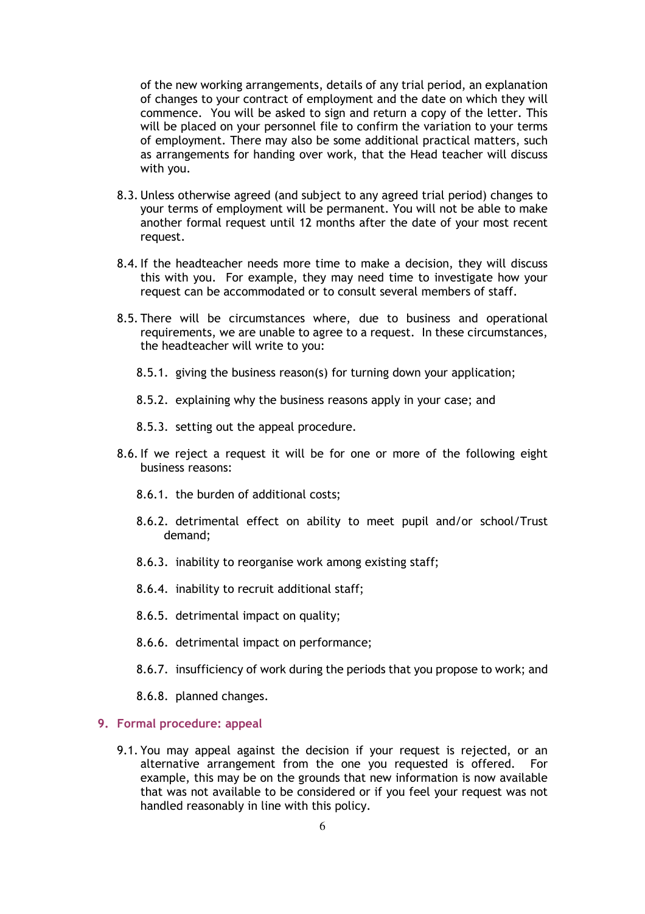of the new working arrangements, details of any trial period, an explanation of changes to your contract of employment and the date on which they will commence. You will be asked to sign and return a copy of the letter. This will be placed on your personnel file to confirm the variation to your terms of employment. There may also be some additional practical matters, such as arrangements for handing over work, that the Head teacher will discuss with you.

8.3. Unless otherwise agreed (and subject to any agreed trial period) changes to your terms of employment will be permanent. You will not be able to make another formal request until 12 months after the date of your most recent request.

8.4. If the headteacher needs more time to make a decision, they will discuss this with you. For example, they may need time to investigate how your request can be accommodated or to consult several members of staff.

8.5. There will be circumstances where, due to business and operational requirements, we are unable to agree to a request. In these circumstances, the headteacher will write to you:

- 8.5.1. giving the business reason(s) for turning down your application;
- 8.5.2. explaining why the business reasons apply in your case; and
- 8.5.3. setting out the appeal procedure.

8.6. If we reject a request it will be for one or more of the following eight business reasons:

- 8.6.1. the burden of additional costs;
- 8.6.2. detrimental effect on ability to meet pupil and/or school/Trust demand;
- 8.6.3. inability to reorganise work among existing staff;
- 8.6.4. inability to recruit additional staff;
- 8.6.5. detrimental impact on quality;
- 8.6.6. detrimental impact on performance;
- 8.6.7. insufficiency of work during the periods that you propose to work; and
- 8.6.8. planned changes.

## 9. Formal procedure: appeal

9.1. You may appeal against the decision if your request is rejected, or an alternative arrangement from the one you requested is offered. For example, this may be on the grounds that new information is now available that was not available to be considered or if you feel your request was not handled reasonably in line with this policy.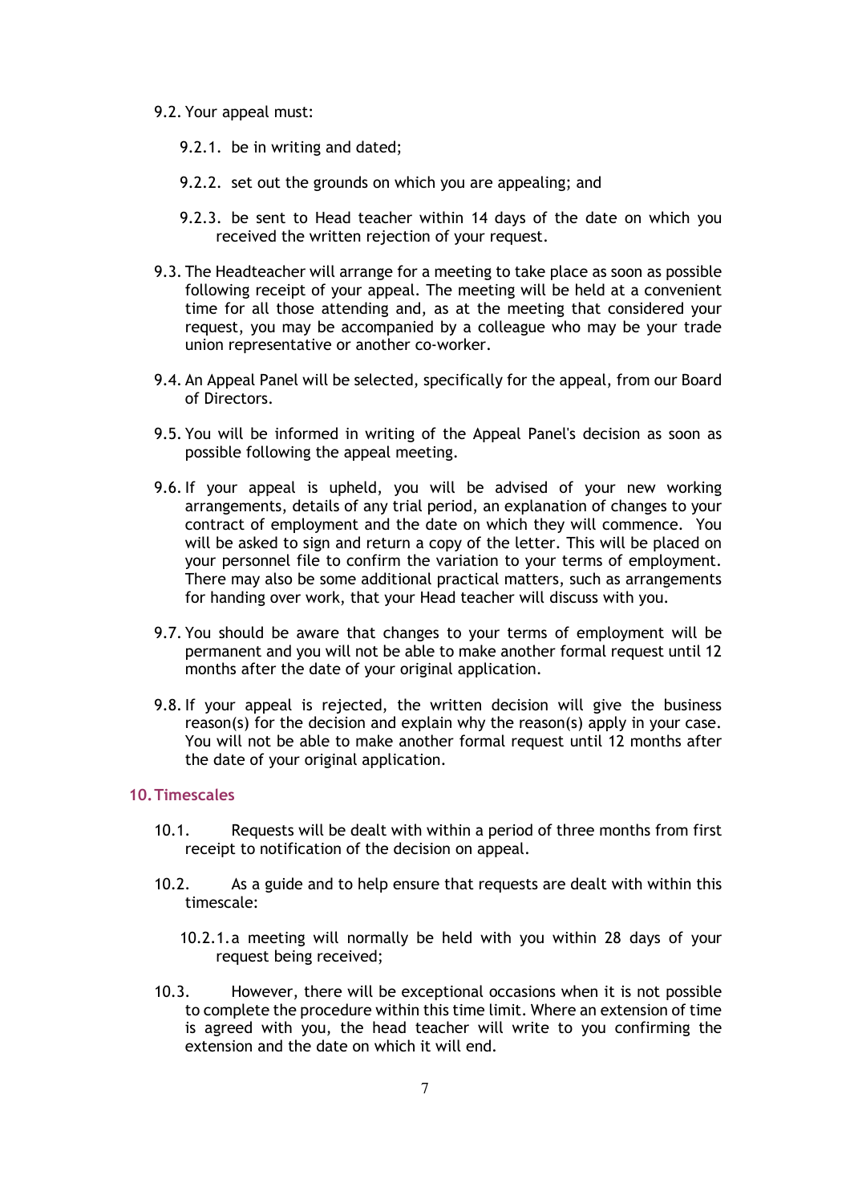9.2. Your appeal must:

9.2.1. be in writing and dated;

9.2.2. set out the grounds on which you are appealing; and

9.2.3. be sent to Head teacher within 14 days of the date on which you received the written rejection of your request.

9.3. The Headteacher will arrange for a meeting to take place as soon as possible following receipt of your appeal. The meeting will be held at a convenient time for all those attending and, as at the meeting that considered your request, you may be accompanied by a colleague who may be your trade union representative or another co-worker.

9.4. An Appeal Panel will be selected, specifically for the appeal, from our Board of Directors.

9.5. You will be informed in writing of the Appeal Panel's decision as soon as possible following the appeal meeting.

9.6. If your appeal is upheld, you will be advised of your new working arrangements, details of any trial period, an explanation of changes to your contract of employment and the date on which they will commence. You will be asked to sign and return a copy of the letter. This will be placed on your personnel file to confirm the variation to your terms of employment. There may also be some additional practical matters, such as arrangements for handing over work, that your Head teacher will discuss with you.

9.7. You should be aware that changes to your terms of employment will be permanent and you will not be able to make another formal request until 12 months after the date of your original application.

9.8. If your appeal is rejected, the written decision will give the business reason(s) for the decision and explain why the reason(s) apply in your case. You will not be able to make another formal request until 12 months after the date of your original application.

## 10. Timescales

10.1. Requests will be dealt with within a period of three months from first receipt to notification of the decision on appeal.

10.2. As a guide and to help ensure that requests are dealt with within this timescale:

10.2.1. a meeting will normally be held with you within 28 days of your request being received;

10.3. However, there will be exceptional occasions when it is not possible to complete the procedure within this time limit. Where an extension of time is agreed with you, the head teacher will write to you confirming the extension and the date on which it will end.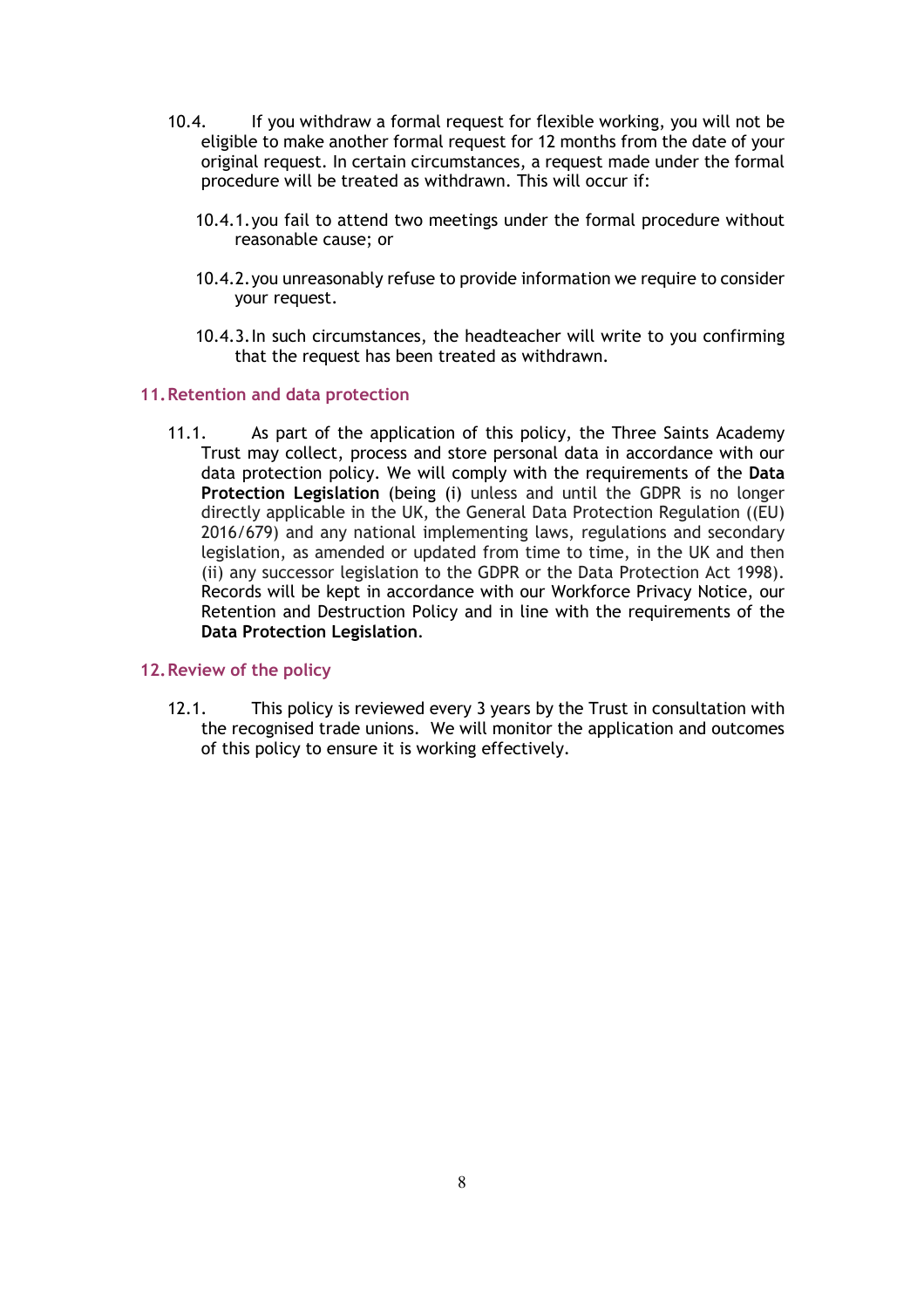10.4. If you withdraw a formal request for flexible working, you will not be eligible to make another formal request for 12 months from the date of your original request. In certain circumstances, a request made under the formal procedure will be treated as withdrawn. This will occur if:

10.4.1. you fail to attend two meetings under the formal procedure without reasonable cause; or

10.4.2. you unreasonably refuse to provide information we require to consider your request.

10.4.3. In such circumstances, the headteacher will write to you confirming that the request has been treated as withdrawn.

## 11. Retention and data protection

11.1. As part of the application of this policy, the Three Saints Academy Trust may collect, process and store personal data in accordance with our data protection policy. We will comply with the requirements of the **Data Protection Legislation** (being (i) unless and until the GDPR is no longer directly applicable in the UK, the General Data Protection Regulation ((EU) 2016/679) and any national implementing laws, regulations and secondary legislation, as amended or updated from time to time, in the UK and then (ii) any successor legislation to the GDPR or the Data Protection Act 1998). Records will be kept in accordance with our Workforce Privacy Notice, our Retention and Destruction Policy and in line with the requirements of the **Data Protection Legislation**.

## 12. Review of the policy

12.1. This policy is reviewed every 3 years by the Trust in consultation with the recognised trade unions. We will monitor the application and outcomes of this policy to ensure it is working effectively.